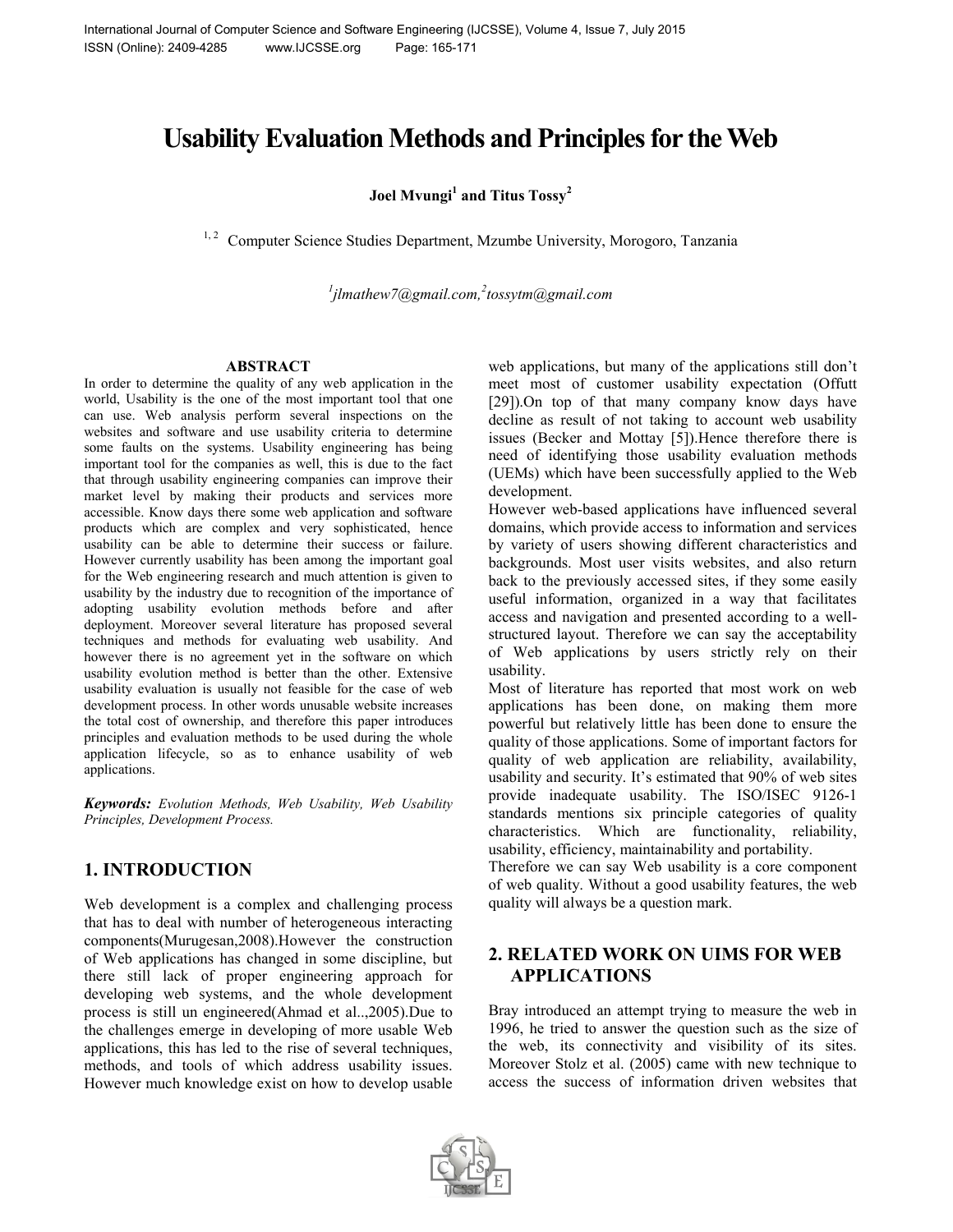# Usability Evaluation Methods and Principles for the Web

**Joel Mvungi[1] and Titus Tossy[2]**

[1, 2] Computer Science Studies Department, Mzumbe University, Morogoro, Tanzania

*[1]jlmathew7@gmail.com,[2]tossytm@gmail.com*

## ABSTRACT

In order to determine the quality of any web application in the world, Usability is the one of the most important tool that one can use. Web analysis perform several inspections on the websites and software and use usability criteria to determine some faults on the systems. Usability engineering has being important tool for the companies as well, this is due to the fact that through usability engineering companies can improve their market level by making their products and services more accessible. Know days there some web application and software products which are complex and very sophisticated, hence usability can be able to determine their success or failure. However currently usability has been among the important goal for the Web engineering research and much attention is given to usability by the industry due to recognition of the importance of adopting usability evolution methods before and after deployment. Moreover several literature has proposed several techniques and methods for evaluating web usability. And however there is no agreement yet in the software on which usability evolution method is better than the other. Extensive usability evaluation is usually not feasible for the case of web development process. In other words unusable website increases the total cost of ownership, and therefore this paper introduces principles and evaluation methods to be used during the whole application lifecycle, so as to enhance usability of web applications.

***Keywords:*** *Evolution Methods, Web Usability, Web Usability Principles, Development Process.*

## 1. INTRODUCTION

Web development is a complex and challenging process that has to deal with number of heterogeneous interacting components(Murugesan,2008).However the construction of Web applications has changed in some discipline, but there still lack of proper engineering approach for developing web systems, and the whole development process is still un engineered(Ahmad et al..,2005).Due to the challenges emerge in developing of more usable Web applications, this has led to the rise of several techniques, methods, and tools of which address usability issues. However much knowledge exist on how to develop usable web applications, but many of the applications still don't meet most of customer usability expectation (Offutt [29]).On top of that many company know days have decline as result of not taking to account web usability issues (Becker and Mottay [5]).Hence therefore there is need of identifying those usability evaluation methods (UEMs) which have been successfully applied to the Web development.

However web-based applications have influenced several domains, which provide access to information and services by variety of users showing different characteristics and backgrounds. Most user visits websites, and also return back to the previously accessed sites, if they some easily useful information, organized in a way that facilitates access and navigation and presented according to a well-structured layout. Therefore we can say the acceptability of Web applications by users strictly rely on their usability.

Most of literature has reported that most work on web applications has been done, on making them more powerful but relatively little has been done to ensure the quality of those applications. Some of important factors for quality of web application are reliability, availability, usability and security. It's estimated that 90% of web sites provide inadequate usability. The ISO/ISEC 9126-1 standards mentions six principle categories of quality characteristics. Which are functionality, reliability, usability, efficiency, maintainability and portability.

Therefore we can say Web usability is a core component of web quality. Without a good usability features, the web quality will always be a question mark.

## 2. RELATED WORK ON UIMS FOR WEB APPLICATIONS

Bray introduced an attempt trying to measure the web in 1996, he tried to answer the question such as the size of the web, its connectivity and visibility of its sites. Moreover Stolz et al. (2005) came with new technique to access the success of information driven websites that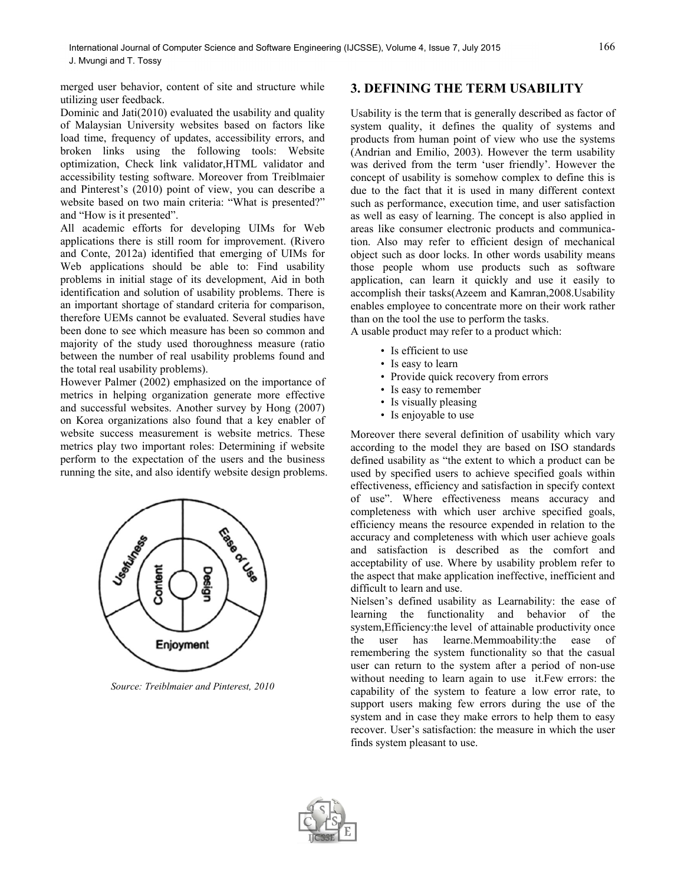merged user behavior, content of site and structure while utilizing user feedback.

Dominic and Jati(2010) evaluated the usability and quality of Malaysian University websites based on factors like load time, frequency of updates, accessibility errors, and broken links using the following tools: Website optimization, Check link validator,HTML validator and accessibility testing software. Moreover from Treiblmaier and Pinterest's (2010) point of view, you can describe a website based on two main criteria: "What is presented?" and "How is it presented".

All academic efforts for developing UIMs for Web applications there is still room for improvement. (Rivero and Conte, 2012a) identified that emerging of UIMs for Web applications should be able to: Find usability problems in initial stage of its development, Aid in both identification and solution of usability problems. There is an important shortage of standard criteria for comparison, therefore UEMs cannot be evaluated. Several studies have been done to see which measure has been so common and majority of the study used thoroughness measure (ratio between the number of real usability problems found and the total real usability problems).

However Palmer (2002) emphasized on the importance of metrics in helping organization generate more effective and successful websites. Another survey by Hong (2007) on Korea organizations also found that a key enabler of website success measurement is website metrics. These metrics play two important roles: Determining if website perform to the expectation of the users and the business running the site, and also identify website design problems.

*Source: Treiblmaier and Pinterest, 2010*

## 3. DEFINING THE TERM USABILITY

Usability is the term that is generally described as factor of system quality, it defines the quality of systems and products from human point of view who use the systems (Andrian and Emilio, 2003). However the term usability was derived from the term 'user friendly'. However the concept of usability is somehow complex to define this is due to the fact that it is used in many different context such as performance, execution time, and user satisfaction as well as easy of learning. The concept is also applied in areas like consumer electronic products and communication. Also may refer to efficient design of mechanical object such as door locks. In other words usability means those people whom use products such as software application, can learn it quickly and use it easily to accomplish their tasks(Azeem and Kamran,2008.Usability enables employee to concentrate more on their work rather than on the tool the use to perform the tasks.

A usable product may refer to a product which:

- Is efficient to use
- Is easy to learn
- Provide quick recovery from errors
- Is easy to remember
- Is visually pleasing
- Is enjoyable to use

Moreover there several definition of usability which vary according to the model they are based on ISO standards defined usability as "the extent to which a product can be used by specified users to achieve specified goals within effectiveness, efficiency and satisfaction in specify context of use". Where effectiveness means accuracy and completeness with which user archive specified goals, efficiency means the resource expended in relation to the accuracy and completeness with which user achieve goals and satisfaction is described as the comfort and acceptability of use. Where by usability problem refer to the aspect that make application ineffective, inefficient and difficult to learn and use.

Nielsen's defined usability as Learnability: the ease of learning the functionality and behavior of the system,Efficiency:the level of attainable productivity once the user has learne.Memmoability:the ease of remembering the system functionality so that the casual user can return to the system after a period of non-use without needing to learn again to use it.Few errors: the capability of the system to feature a low error rate, to support users making few errors during the use of the system and in case they make errors to help them to easy recover. User's satisfaction: the measure in which the user finds system pleasant to use.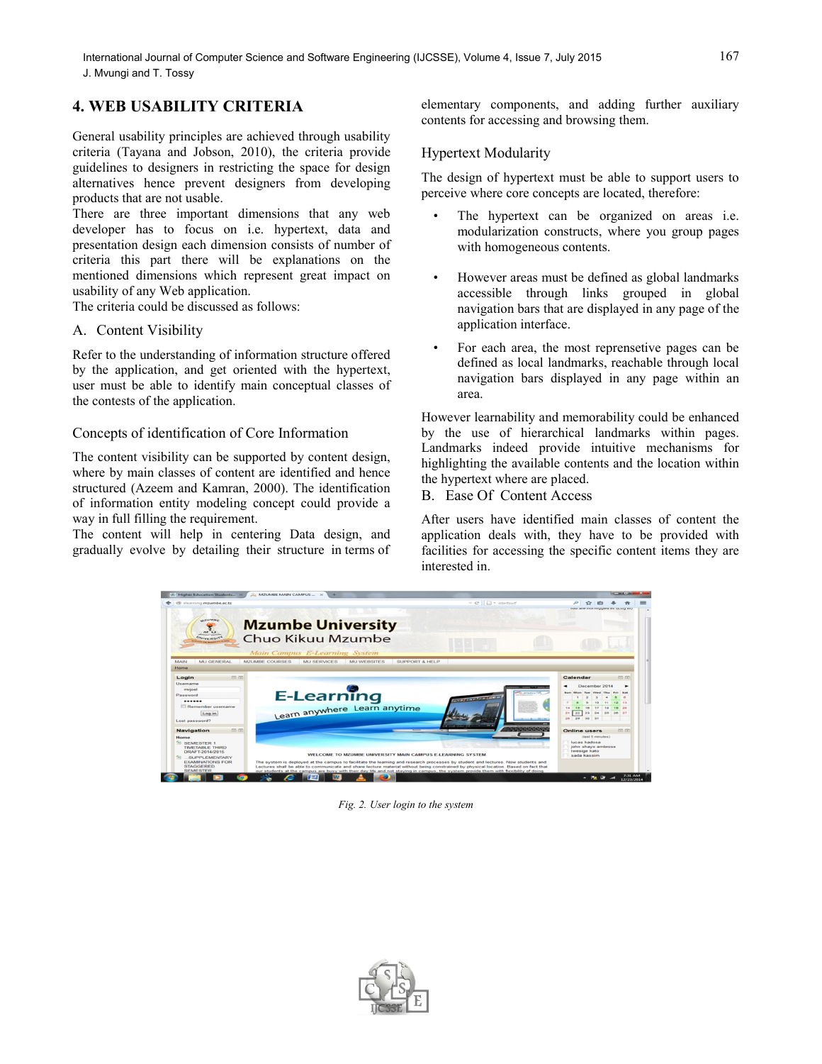## 4. WEB USABILITY CRITERIA

General usability principles are achieved through usability criteria (Tayana and Jobson, 2010), the criteria provide guidelines to designers in restricting the space for design alternatives hence prevent designers from developing products that are not usable.

There are three important dimensions that any web developer has to focus on i.e. hypertext, data and presentation design each dimension consists of number of criteria this part there will be explanations on the mentioned dimensions which represent great impact on usability of any Web application.

The criteria could be discussed as follows:

### A. Content Visibility

Refer to the understanding of information structure offered by the application, and get oriented with the hypertext, user must be able to identify main conceptual classes of the contests of the application.

### Concepts of identification of Core Information

The content visibility can be supported by content design, where by main classes of content are identified and hence structured (Azeem and Kamran, 2000). The identification of information entity modeling concept could provide a way in full filling the requirement.

The content will help in centering Data design, and gradually evolve by detailing their structure in terms of elementary components, and adding further auxiliary contents for accessing and browsing them.

### Hypertext Modularity

The design of hypertext must be able to support users to perceive where core concepts are located, therefore:

- The hypertext can be organized on areas i.e. modularization constructs, where you group pages with homogeneous contents.
- However areas must be defined as global landmarks accessible through links grouped in global navigation bars that are displayed in any page of the application interface.
- For each area, the most represnetive pages can be defined as local landmarks, reachable through local navigation bars displayed in any page within an area.

However learnability and memorability could be enhanced by the use of hierarchical landmarks within pages. Landmarks indeed provide intuitive mechanisms for highlighting the available contents and the location within the hypertext where are placed.

### B. Ease Of Content Access

After users have identified main classes of content the application deals with, they have to be provided with facilities for accessing the specific content items they are interested in.

*Fig. 2. User login to the system*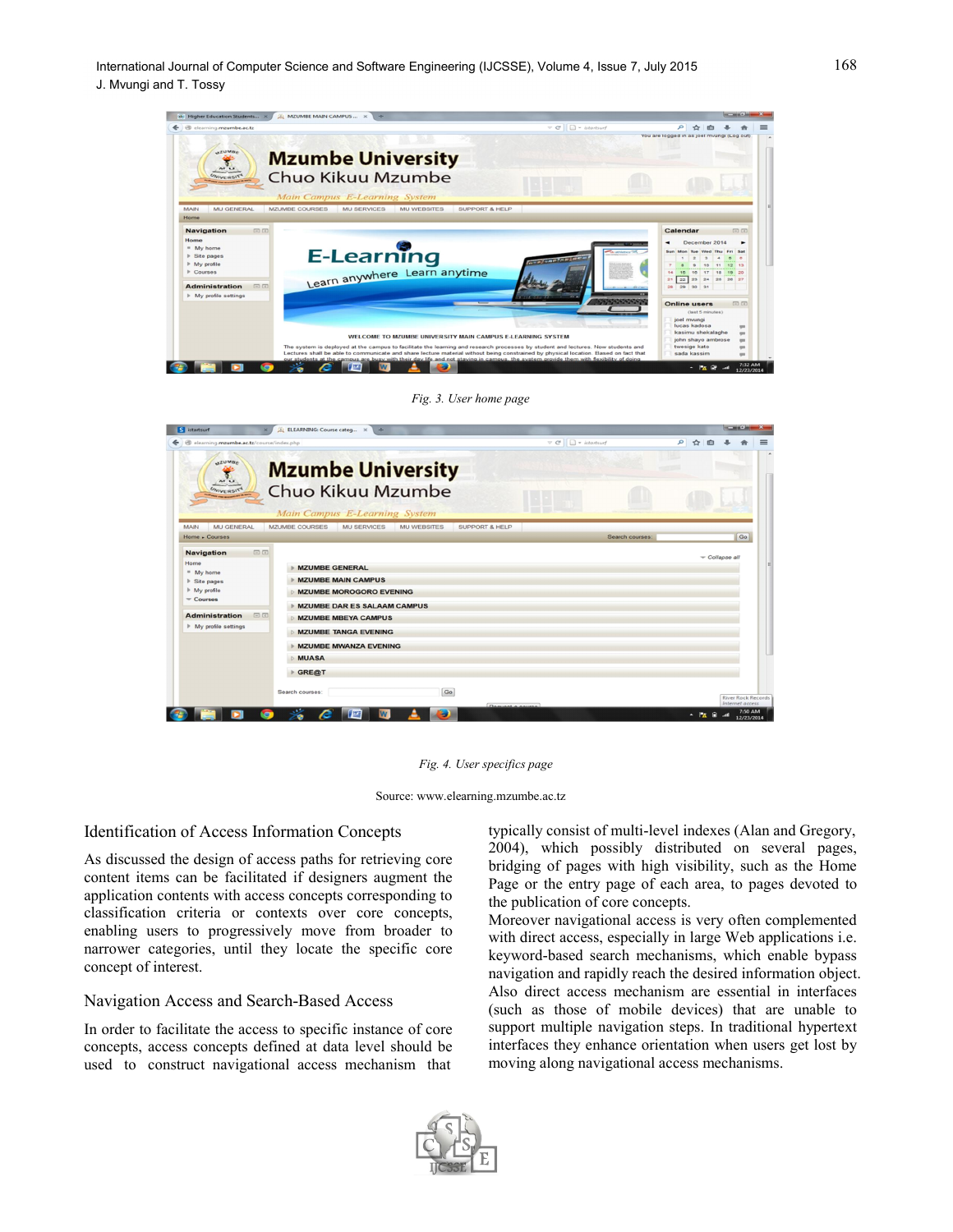Fig. 3. User home page

Fig. 4. User specifics page

Source: www.elearning.mzumbe.ac.tz

### Identification of Access Information Concepts

As discussed the design of access paths for retrieving core content items can be facilitated if designers augment the application contents with access concepts corresponding to classification criteria or contexts over core concepts, enabling users to progressively move from broader to narrower categories, until they locate the specific core concept of interest.

### Navigation Access and Search-Based Access

In order to facilitate the access to specific instance of core concepts, access concepts defined at data level should be used to construct navigational access mechanism that typically consist of multi-level indexes (Alan and Gregory, 2004), which possibly distributed on several pages, bridging of pages with high visibility, such as the Home Page or the entry page of each area, to pages devoted to the publication of core concepts.

Moreover navigational access is very often complemented with direct access, especially in large Web applications i.e. keyword-based search mechanisms, which enable bypass navigation and rapidly reach the desired information object. Also direct access mechanism are essential in interfaces (such as those of mobile devices) that are unable to support multiple navigation steps. In traditional hypertext interfaces they enhance orientation when users get lost by moving along navigational access mechanisms.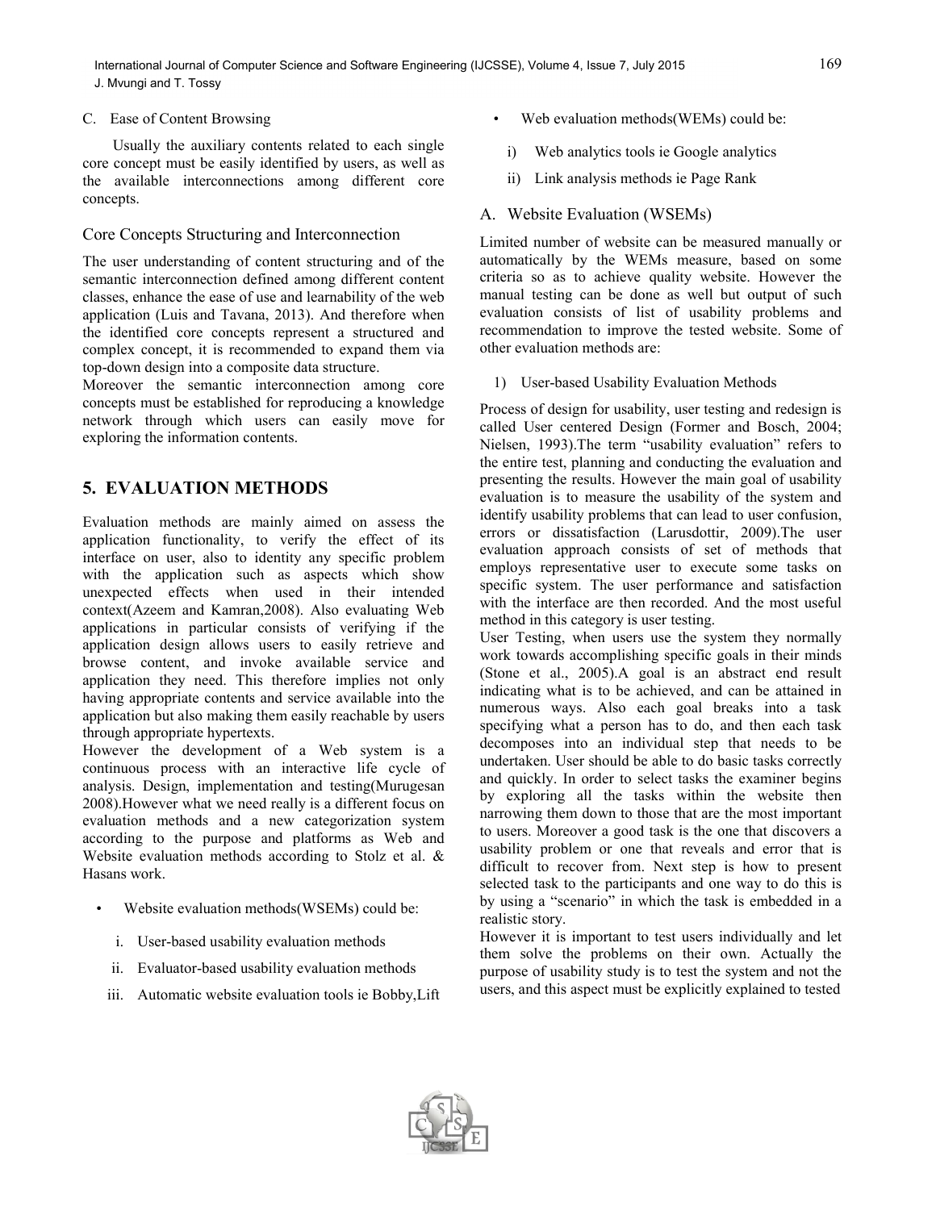### C. Ease of Content Browsing

Usually the auxiliary contents related to each single core concept must be easily identified by users, as well as the available interconnections among different core concepts.

### Core Concepts Structuring and Interconnection

The user understanding of content structuring and of the semantic interconnection defined among different content classes, enhance the ease of use and learnability of the web application (Luis and Tavana, 2013). And therefore when the identified core concepts represent a structured and complex concept, it is recommended to expand them via top-down design into a composite data structure.
Moreover the semantic interconnection among core concepts must be established for reproducing a knowledge network through which users can easily move for exploring the information contents.

## 5. EVALUATION METHODS

Evaluation methods are mainly aimed on assess the application functionality, to verify the effect of its interface on user, also to identity any specific problem with the application such as aspects which show unexpected effects when used in their intended context(Azeem and Kamran,2008). Also evaluating Web applications in particular consists of verifying if the application design allows users to easily retrieve and browse content, and invoke available service and application they need. This therefore implies not only having appropriate contents and service available into the application but also making them easily reachable by users through appropriate hypertexts.
However the development of a Web system is a continuous process with an interactive life cycle of analysis. Design, implementation and testing(Murugesan 2008).However what we need really is a different focus on evaluation methods and a new categorization system according to the purpose and platforms as Web and Website evaluation methods according to Stolz et al. & Hasans work.

- Website evaluation methods(WSEMs) could be:
  - i. User-based usability evaluation methods
  - ii. Evaluator-based usability evaluation methods
  - iii. Automatic website evaluation tools ie Bobby,Lift
- Web evaluation methods(WEMs) could be:
  - i) Web analytics tools ie Google analytics
  - ii) Link analysis methods ie Page Rank

### A. Website Evaluation (WSEMs)

Limited number of website can be measured manually or automatically by the WEMs measure, based on some criteria so as to achieve quality website. However the manual testing can be done as well but output of such evaluation consists of list of usability problems and recommendation to improve the tested website. Some of other evaluation methods are:

#### 1) User-based Usability Evaluation Methods

Process of design for usability, user testing and redesign is called User centered Design (Former and Bosch, 2004; Nielsen, 1993).The term "usability evaluation" refers to the entire test, planning and conducting the evaluation and presenting the results. However the main goal of usability evaluation is to measure the usability of the system and identify usability problems that can lead to user confusion, errors or dissatisfaction (Larusdottir, 2009).The user evaluation approach consists of set of methods that employs representative user to execute some tasks on specific system. The user performance and satisfaction with the interface are then recorded. And the most useful method in this category is user testing.
User Testing, when users use the system they normally work towards accomplishing specific goals in their minds (Stone et al., 2005).A goal is an abstract end result indicating what is to be achieved, and can be attained in numerous ways. Also each goal breaks into a task specifying what a person has to do, and then each task decomposes into an individual step that needs to be undertaken. User should be able to do basic tasks correctly and quickly. In order to select tasks the examiner begins by exploring all the tasks within the website then narrowing them down to those that are the most important to users. Moreover a good task is the one that discovers a usability problem or one that reveals and error that is difficult to recover from. Next step is how to present selected task to the participants and one way to do this is by using a "scenario" in which the task is embedded in a realistic story.
However it is important to test users individually and let them solve the problems on their own. Actually the purpose of usability study is to test the system and not the users, and this aspect must be explicitly explained to tested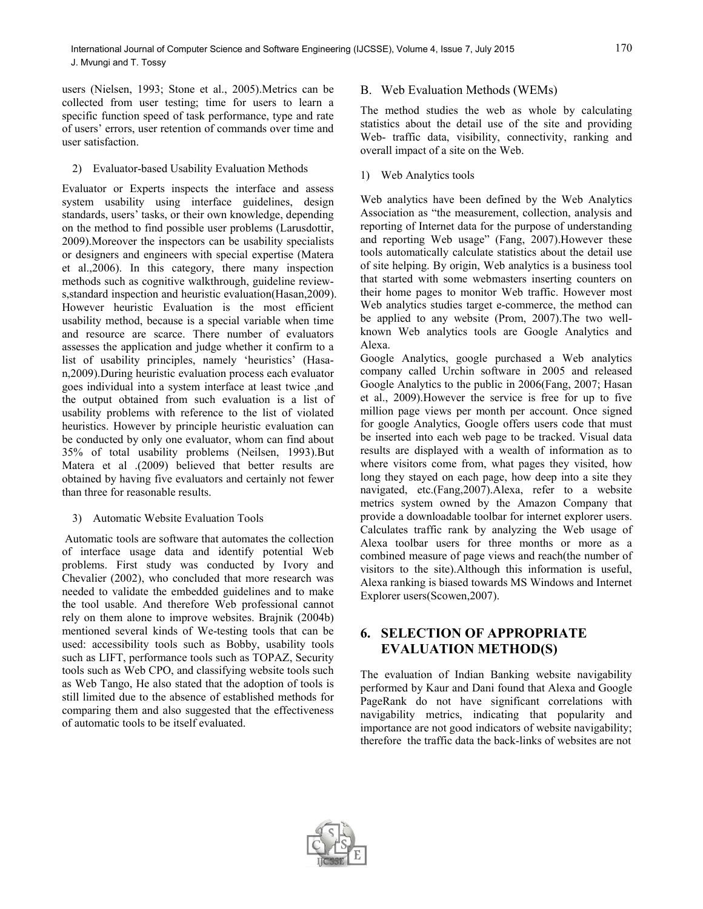users (Nielsen, 1993; Stone et al., 2005).Metrics can be collected from user testing; time for users to learn a specific function speed of task performance, type and rate of users' errors, user retention of commands over time and user satisfaction.

2) Evaluator-based Usability Evaluation Methods

Evaluator or Experts inspects the interface and assess system usability using interface guidelines, design standards, users' tasks, or their own knowledge, depending on the method to find possible user problems (Larusdottir, 2009).Moreover the inspectors can be usability specialists or designers and engineers with special expertise (Matera et al.,2006). In this category, there many inspection methods such as cognitive walkthrough, guideline review-s,standard inspection and heuristic evaluation(Hasan,2009). However heuristic Evaluation is the most efficient usability method, because is a special variable when time and resource are scarce. There number of evaluators assesses the application and judge whether it confirm to a list of usability principles, namely 'heuristics' (Hasa-n,2009).During heuristic evaluation process each evaluator goes individual into a system interface at least twice ,and the output obtained from such evaluation is a list of usability problems with reference to the list of violated heuristics. However by principle heuristic evaluation can be conducted by only one evaluator, whom can find about 35% of total usability problems (Neilsen, 1993).But Matera et al .(2009) believed that better results are obtained by having five evaluators and certainly not fewer than three for reasonable results.

3) Automatic Website Evaluation Tools

Automatic tools are software that automates the collection of interface usage data and identify potential Web problems. First study was conducted by Ivory and Chevalier (2002), who concluded that more research was needed to validate the embedded guidelines and to make the tool usable. And therefore Web professional cannot rely on them alone to improve websites. Brajnik (2004b) mentioned several kinds of We-testing tools that can be used: accessibility tools such as Bobby, usability tools such as LIFT, performance tools such as TOPAZ, Security tools such as Web CPO, and classifying website tools such as Web Tango, He also stated that the adoption of tools is still limited due to the absence of established methods for comparing them and also suggested that the effectiveness of automatic tools to be itself evaluated.

B. Web Evaluation Methods (WEMs)

The method studies the web as whole by calculating statistics about the detail use of the site and providing Web- traffic data, visibility, connectivity, ranking and overall impact of a site on the Web.

1) Web Analytics tools

Web analytics have been defined by the Web Analytics Association as "the measurement, collection, analysis and reporting of Internet data for the purpose of understanding and reporting Web usage" (Fang, 2007).However these tools automatically calculate statistics about the detail use of site helping. By origin, Web analytics is a business tool that started with some webmasters inserting counters on their home pages to monitor Web traffic. However most Web analytics studies target e-commerce, the method can be applied to any website (Prom, 2007).The two well-known Web analytics tools are Google Analytics and Alexa.

Google Analytics, google purchased a Web analytics company called Urchin software in 2005 and released Google Analytics to the public in 2006(Fang, 2007; Hasan et al., 2009).However the service is free for up to five million page views per month per account. Once signed for google Analytics, Google offers users code that must be inserted into each web page to be tracked. Visual data results are displayed with a wealth of information as to where visitors come from, what pages they visited, how long they stayed on each page, how deep into a site they navigated, etc.(Fang,2007).Alexa, refer to a website metrics system owned by the Amazon Company that provide a downloadable toolbar for internet explorer users. Calculates traffic rank by analyzing the Web usage of Alexa toolbar users for three months or more as a combined measure of page views and reach(the number of visitors to the site).Although this information is useful, Alexa ranking is biased towards MS Windows and Internet Explorer users(Scowen,2007).

## 6. SELECTION OF APPROPRIATE EVALUATION METHOD(S)

The evaluation of Indian Banking website navigability performed by Kaur and Dani found that Alexa and Google PageRank do not have significant correlations with navigability metrics, indicating that popularity and importance are not good indicators of website navigability; therefore the traffic data the back-links of websites are not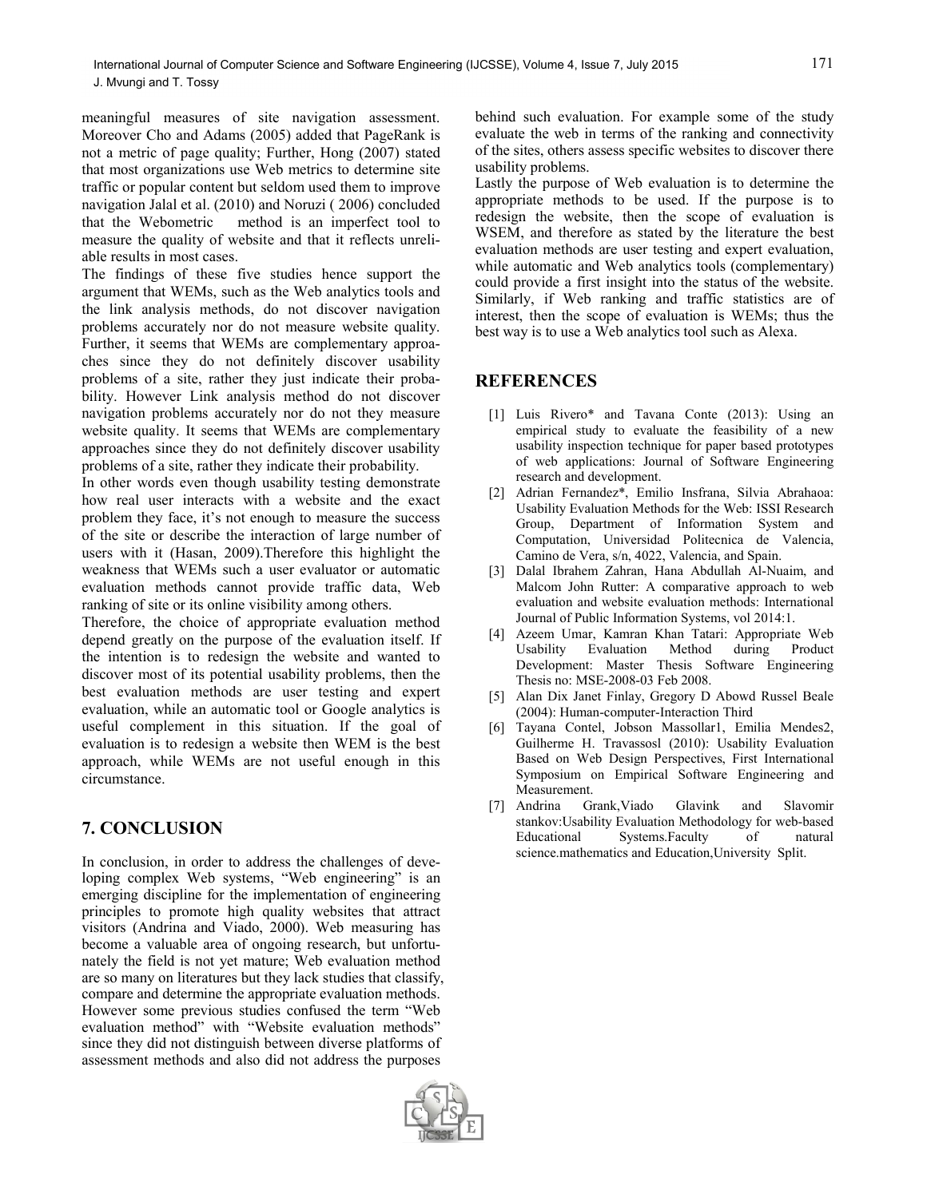meaningful measures of site navigation assessment. Moreover Cho and Adams (2005) added that PageRank is not a metric of page quality; Further, Hong (2007) stated that most organizations use Web metrics to determine site traffic or popular content but seldom used them to improve navigation Jalal et al. (2010) and Noruzi ( 2006) concluded that the Webometric method is an imperfect tool to measure the quality of website and that it reflects unreliable results in most cases.

The findings of these five studies hence support the argument that WEMs, such as the Web analytics tools and the link analysis methods, do not discover navigation problems accurately nor do not measure website quality. Further, it seems that WEMs are complementary approaches since they do not definitely discover usability problems of a site, rather they just indicate their probability. However Link analysis method do not discover navigation problems accurately nor do not they measure website quality. It seems that WEMs are complementary approaches since they do not definitely discover usability problems of a site, rather they indicate their probability.

In other words even though usability testing demonstrate how real user interacts with a website and the exact problem they face, it's not enough to measure the success of the site or describe the interaction of large number of users with it (Hasan, 2009).Therefore this highlight the weakness that WEMs such a user evaluator or automatic evaluation methods cannot provide traffic data, Web ranking of site or its online visibility among others.

Therefore, the choice of appropriate evaluation method depend greatly on the purpose of the evaluation itself. If the intention is to redesign the website and wanted to discover most of its potential usability problems, then the best evaluation methods are user testing and expert evaluation, while an automatic tool or Google analytics is useful complement in this situation. If the goal of evaluation is to redesign a website then WEM is the best approach, while WEMs are not useful enough in this circumstance.

## 7. CONCLUSION

In conclusion, in order to address the challenges of developing complex Web systems, "Web engineering" is an emerging discipline for the implementation of engineering principles to promote high quality websites that attract visitors (Andrina and Viado, 2000). Web measuring has become a valuable area of ongoing research, but unfortunately the field is not yet mature; Web evaluation method are so many on literatures but they lack studies that classify, compare and determine the appropriate evaluation methods. However some previous studies confused the term "Web evaluation method" with "Website evaluation methods" since they did not distinguish between diverse platforms of assessment methods and also did not address the purposes behind such evaluation. For example some of the study evaluate the web in terms of the ranking and connectivity of the sites, others assess specific websites to discover there usability problems.

Lastly the purpose of Web evaluation is to determine the appropriate methods to be used. If the purpose is to redesign the website, then the scope of evaluation is WSEM, and therefore as stated by the literature the best evaluation methods are user testing and expert evaluation, while automatic and Web analytics tools (complementary) could provide a first insight into the status of the website. Similarly, if Web ranking and traffic statistics are of interest, then the scope of evaluation is WEMs; thus the best way is to use a Web analytics tool such as Alexa.

## REFERENCES

[1] Luis Rivero* and Tavana Conte (2013): Using an empirical study to evaluate the feasibility of a new usability inspection technique for paper based prototypes of web applications: Journal of Software Engineering research and development.

[2] Adrian Fernandez*, Emilio Insfrana, Silvia Abrahaoa: Usability Evaluation Methods for the Web: ISSI Research Group, Department of Information System and Computation, Universidad Politecnica de Valencia, Camino de Vera, s/n, 4022, Valencia, and Spain.

[3] Dalal Ibrahem Zahran, Hana Abdullah Al-Nuaim, and Malcom John Rutter: A comparative approach to web evaluation and website evaluation methods: International Journal of Public Information Systems, vol 2014:1.

[4] Azeem Umar, Kamran Khan Tatari: Appropriate Web Usability Evaluation Method during Product Development: Master Thesis Software Engineering Thesis no: MSE-2008-03 Feb 2008.

[5] Alan Dix Janet Finlay, Gregory D Abowd Russel Beale (2004): Human-computer-Interaction Third

[6] Tayana Contel, Jobson Massollar1, Emilia Mendes2, Guilherme H. Travassosl (2010): Usability Evaluation Based on Web Design Perspectives, First International Symposium on Empirical Software Engineering and Measurement.

[7] Andrina Grank,Viado Glavink and Slavomir stankov:Usability Evaluation Methodology for web-based Educational Systems.Faculty of natural science.mathematics and Education,University Split.